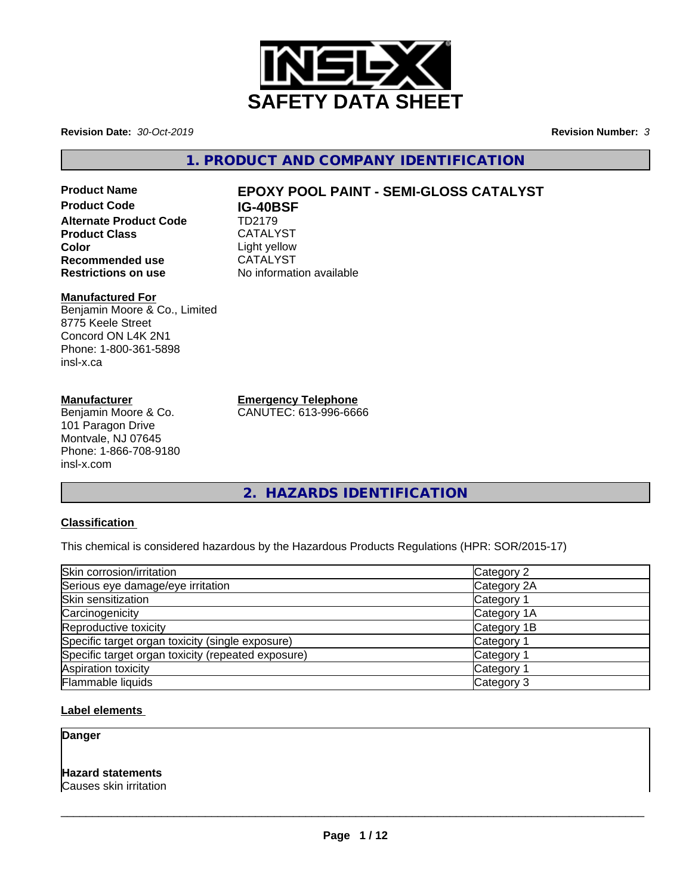# SAFETY DATA SHEET

**Revision Date:** *30-Oct-2019*

**Revision Number:** *3*

## 1. PRODUCT AND COMPANY IDENTIFICATION

| | |
|---|---|
| **Product Name** | **EPOXY POOL PAINT - SEMI-GLOSS CATALYST** |
| **Product Code** | **IG-40BSF** |
| **Alternate Product Code** | TD2179 |
| **Product Class** | CATALYST |
| **Color** | Light yellow |
| **Recommended use** | CATALYST |
| **Restrictions on use** | No information available |

**Manufactured For**
Benjamin Moore & Co., Limited
8775 Keele Street
Concord ON L4K 2N1
Phone: 1-800-361-5898
insl-x.ca

**Manufacturer**
Benjamin Moore & Co.
101 Paragon Drive
Montvale, NJ 07645
Phone: 1-866-708-9180
insl-x.com

**Emergency Telephone**
CANUTEC: 613-996-6666

## 2. HAZARDS IDENTIFICATION

**Classification**

This chemical is considered hazardous by the Hazardous Products Regulations (HPR: SOR/2015-17)

| | |
|---|---|
| Skin corrosion/irritation | Category 2 |
| Serious eye damage/eye irritation | Category 2A |
| Skin sensitization | Category 1 |
| Carcinogenicity | Category 1A |
| Reproductive toxicity | Category 1B |
| Specific target organ toxicity (single exposure) | Category 1 |
| Specific target organ toxicity (repeated exposure) | Category 1 |
| Aspiration toxicity | Category 1 |
| Flammable liquids | Category 3 |

**Label elements**

**Danger**

**Hazard statements**
Causes skin irritation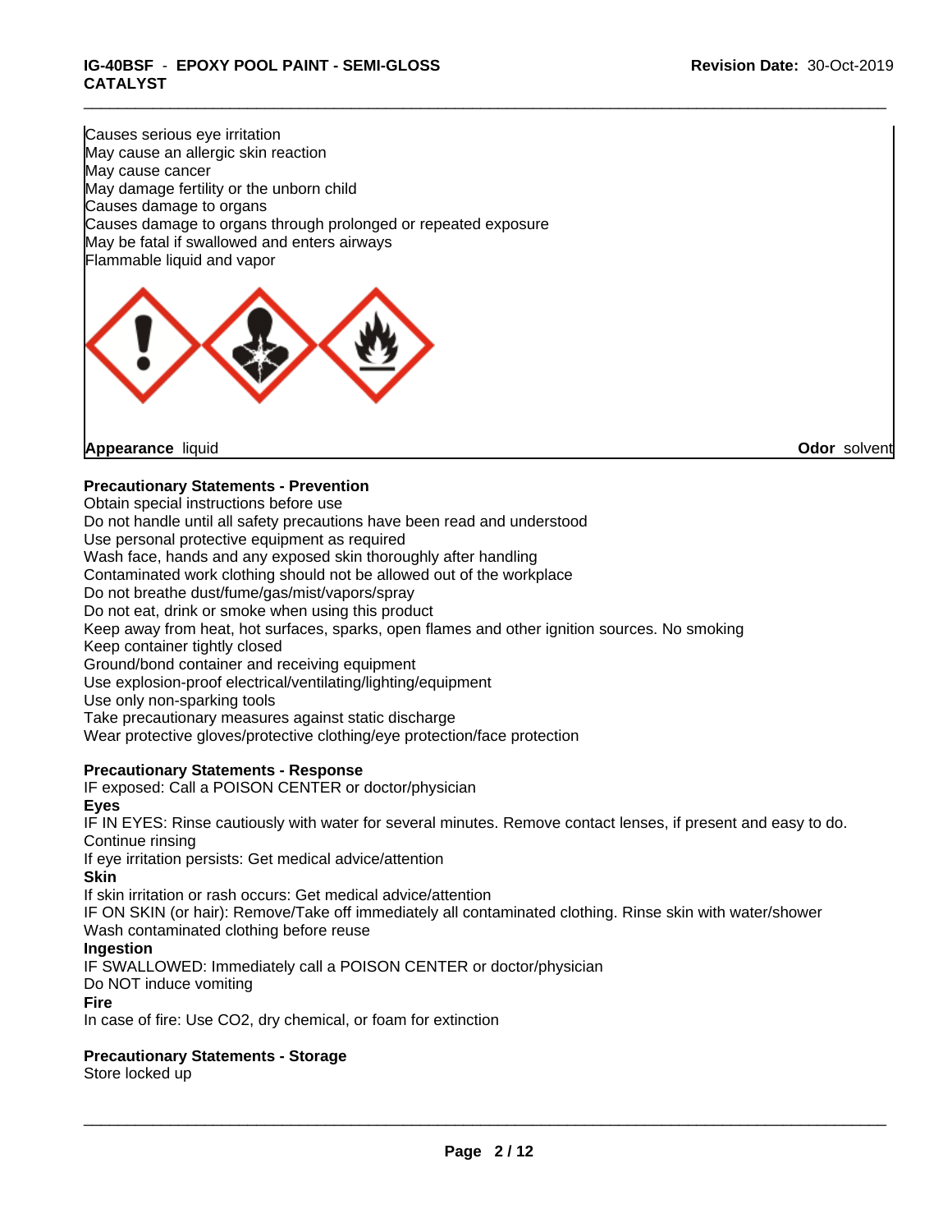Causes serious eye irritation
May cause an allergic skin reaction
May cause cancer
May damage fertility or the unborn child
Causes damage to organs
Causes damage to organs through prolonged or repeated exposure
May be fatal if swallowed and enters airways
Flammable liquid and vapor

**Appearance** liquid **Odor** solvent

**Precautionary Statements - Prevention**

Obtain special instructions before use
Do not handle until all safety precautions have been read and understood
Use personal protective equipment as required
Wash face, hands and any exposed skin thoroughly after handling
Contaminated work clothing should not be allowed out of the workplace
Do not breathe dust/fume/gas/mist/vapors/spray
Do not eat, drink or smoke when using this product
Keep away from heat, hot surfaces, sparks, open flames and other ignition sources. No smoking
Keep container tightly closed
Ground/bond container and receiving equipment
Use explosion-proof electrical/ventilating/lighting/equipment
Use only non-sparking tools
Take precautionary measures against static discharge
Wear protective gloves/protective clothing/eye protection/face protection

**Precautionary Statements - Response**

IF exposed: Call a POISON CENTER or doctor/physician

**Eyes**

IF IN EYES: Rinse cautiously with water for several minutes. Remove contact lenses, if present and easy to do. Continue rinsing
If eye irritation persists: Get medical advice/attention

**Skin**

If skin irritation or rash occurs: Get medical advice/attention
IF ON SKIN (or hair): Remove/Take off immediately all contaminated clothing. Rinse skin with water/shower
Wash contaminated clothing before reuse

**Ingestion**

IF SWALLOWED: Immediately call a POISON CENTER or doctor/physician
Do NOT induce vomiting

**Fire**

In case of fire: Use $CO_2$, dry chemical, or foam for extinction

**Precautionary Statements - Storage**

Store locked up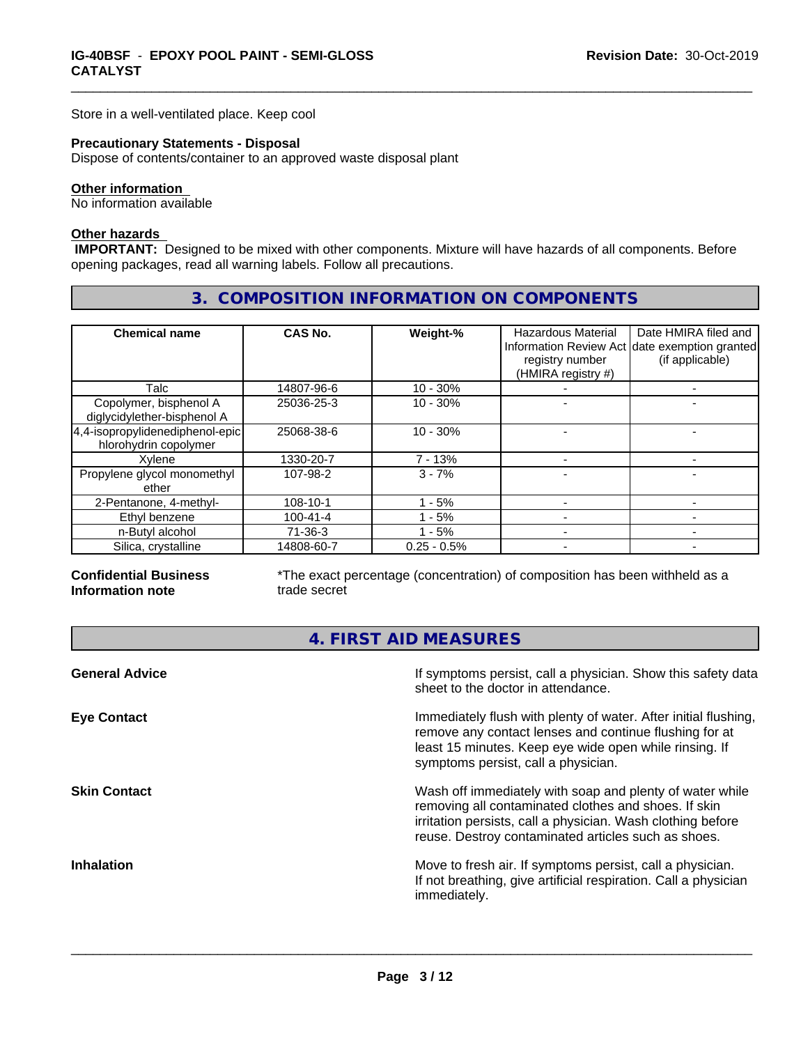Store in a well-ventilated place. Keep cool

**Precautionary Statements - Disposal**
Dispose of contents/container to an approved waste disposal plant

**Other information**
No information available

**Other hazards**
**IMPORTANT:** Designed to be mixed with other components. Mixture will have hazards of all components. Before opening packages, read all warning labels. Follow all precautions.

## 3. COMPOSITION INFORMATION ON COMPONENTS

| Chemical name | CAS No. | Weight-% | Hazardous Material Information Review Act registry number (HMIRA registry #) | Date HMIRA filed and date exemption granted (if applicable) |
|---|---|---|---|---|
| Talc | 14807-96-6 | 10 - 30% | - | - |
| Copolymer, bisphenol A diglycidylether-bisphenol A | 25036-25-3 | 10 - 30% | - | - |
| 4,4-isopropylidenediphenol-epichlorohydrin copolymer | 25068-38-6 | 10 - 30% | - | - |
| Xylene | 1330-20-7 | 7 - 13% | - | - |
| Propylene glycol monomethyl ether | 107-98-2 | 3 - 7% | - | - |
| 2-Pentanone, 4-methyl- | 108-10-1 | 1 - 5% | - | - |
| Ethyl benzene | 100-41-4 | 1 - 5% | - | - |
| n-Butyl alcohol | 71-36-3 | 1 - 5% | - | - |
| Silica, crystalline | 14808-60-7 | 0.25 - 0.5% | - | - |

**Confidential Business Information note**
*The exact percentage (concentration) of composition has been withheld as a trade secret

## 4. FIRST AID MEASURES

**General Advice**
If symptoms persist, call a physician. Show this safety data sheet to the doctor in attendance.

**Eye Contact**
Immediately flush with plenty of water. After initial flushing, remove any contact lenses and continue flushing for at least 15 minutes. Keep eye wide open while rinsing. If symptoms persist, call a physician.

**Skin Contact**
Wash off immediately with soap and plenty of water while removing all contaminated clothes and shoes. If skin irritation persists, call a physician. Wash clothing before reuse. Destroy contaminated articles such as shoes.

**Inhalation**
Move to fresh air. If symptoms persist, call a physician. If not breathing, give artificial respiration. Call a physician immediately.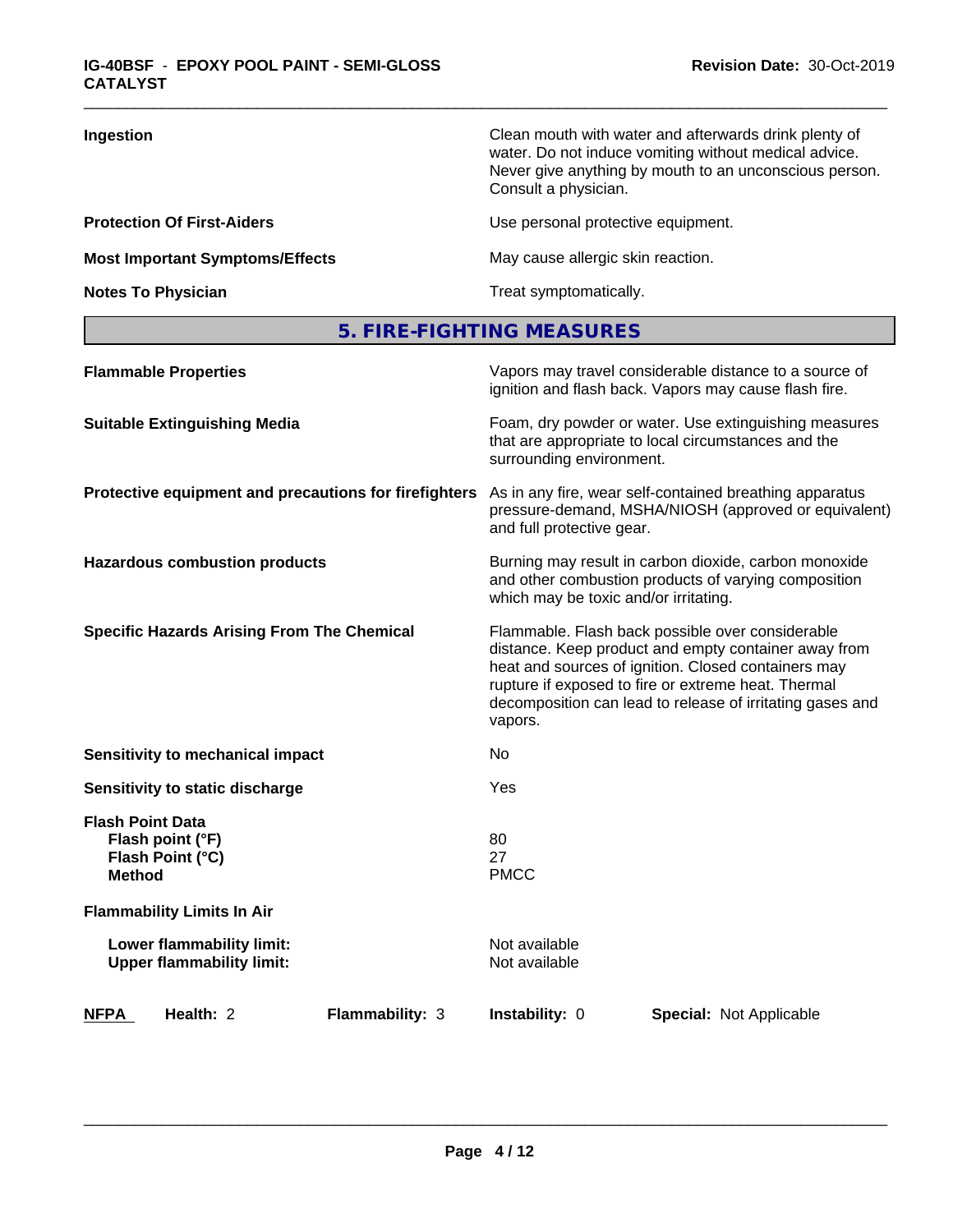| | |
|---|---|
| **Ingestion** | Clean mouth with water and afterwards drink plenty of water. Do not induce vomiting without medical advice. Never give anything by mouth to an unconscious person. Consult a physician. |
| **Protection Of First-Aiders** | Use personal protective equipment. |
| **Most Important Symptoms/Effects** | May cause allergic skin reaction. |
| **Notes To Physician** | Treat symptomatically. |

## 5. FIRE-FIGHTING MEASURES

| | |
|---|---|
| **Flammable Properties** | Vapors may travel considerable distance to a source of ignition and flash back. Vapors may cause flash fire. |
| **Suitable Extinguishing Media** | Foam, dry powder or water. Use extinguishing measures that are appropriate to local circumstances and the surrounding environment. |
| **Protective equipment and precautions for firefighters** | As in any fire, wear self-contained breathing apparatus pressure-demand, MSHA/NIOSH (approved or equivalent) and full protective gear. |
| **Hazardous combustion products** | Burning may result in carbon dioxide, carbon monoxide and other combustion products of varying composition which may be toxic and/or irritating. |
| **Specific Hazards Arising From The Chemical** | Flammable. Flash back possible over considerable distance. Keep product and empty container away from heat and sources of ignition. Closed containers may rupture if exposed to fire or extreme heat. Thermal decomposition can lead to release of irritating gases and vapors. |
| **Sensitivity to mechanical impact** | No |
| **Sensitivity to static discharge** | Yes |

**Flash Point Data**

| | |
|---|---|
| **Flash point (°F)** | 80 |
| **Flash Point (°C)** | 27 |
| **Method** | PMCC |

**Flammability Limits In Air**

| | |
|---|---|
| **Lower flammability limit:** | Not available |
| **Upper flammability limit:** | Not available |

| NFPA | Health: 2 | Flammability: 3 | Instability: 0 | Special: Not Applicable |
|---|---|---|---|---|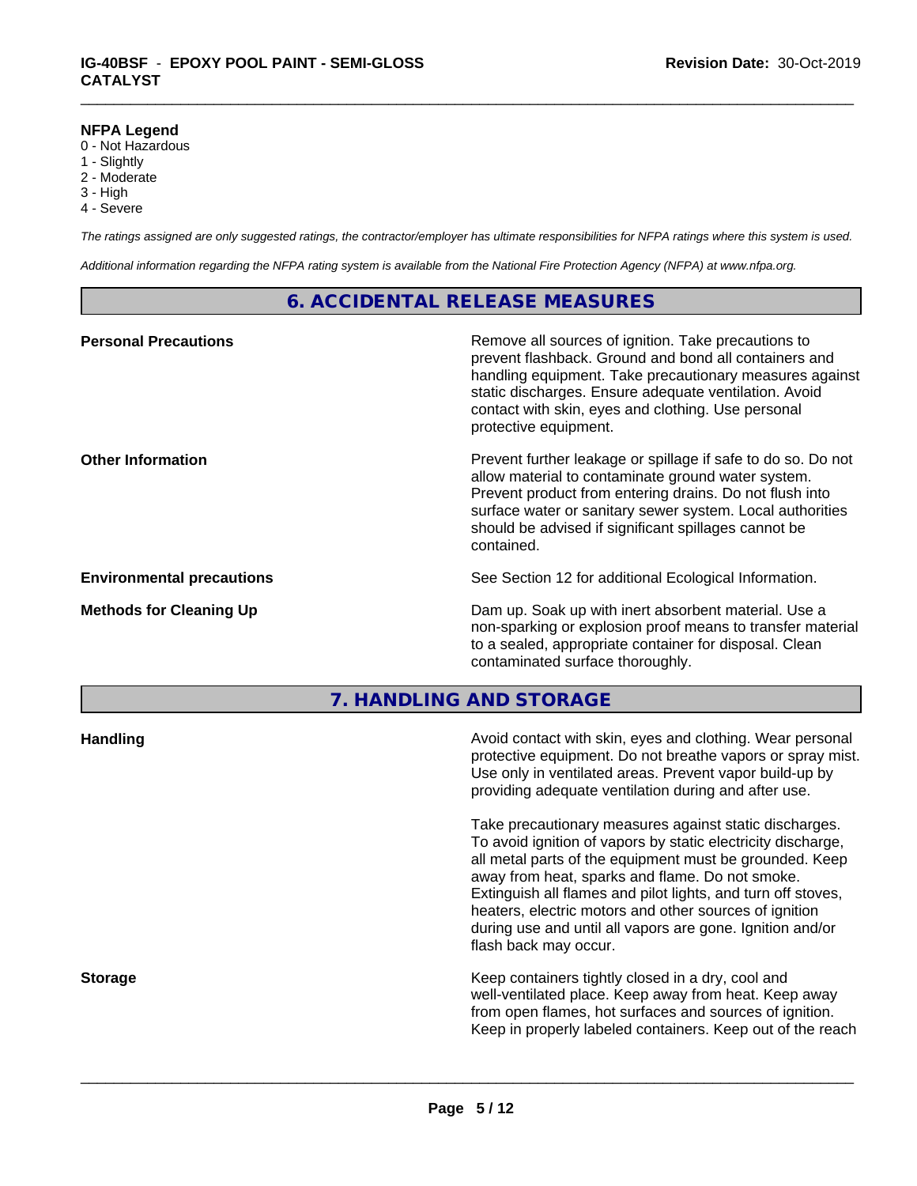**NFPA Legend**
- 0 - Not Hazardous
- 1 - Slightly
- 2 - Moderate
- 3 - High
- 4 - Severe

*The ratings assigned are only suggested ratings, the contractor/employer has ultimate responsibilities for NFPA ratings where this system is used.*

*Additional information regarding the NFPA rating system is available from the National Fire Protection Agency (NFPA) at www.nfpa.org.*

## 6. ACCIDENTAL RELEASE MEASURES

**Personal Precautions**

Remove all sources of ignition. Take precautions to prevent flashback. Ground and bond all containers and handling equipment. Take precautionary measures against static discharges. Ensure adequate ventilation. Avoid contact with skin, eyes and clothing. Use personal protective equipment.

**Other Information**

Prevent further leakage or spillage if safe to do so. Do not allow material to contaminate ground water system. Prevent product from entering drains. Do not flush into surface water or sanitary sewer system. Local authorities should be advised if significant spillages cannot be contained.

**Environmental precautions**

See Section 12 for additional Ecological Information.

**Methods for Cleaning Up**

Dam up. Soak up with inert absorbent material. Use a non-sparking or explosion proof means to transfer material to a sealed, appropriate container for disposal. Clean contaminated surface thoroughly.

## 7. HANDLING AND STORAGE

**Handling**

Avoid contact with skin, eyes and clothing. Wear personal protective equipment. Do not breathe vapors or spray mist. Use only in ventilated areas. Prevent vapor build-up by providing adequate ventilation during and after use.

Take precautionary measures against static discharges. To avoid ignition of vapors by static electricity discharge, all metal parts of the equipment must be grounded. Keep away from heat, sparks and flame. Do not smoke. Extinguish all flames and pilot lights, and turn off stoves, heaters, electric motors and other sources of ignition during use and until all vapors are gone. Ignition and/or flash back may occur.

**Storage**

Keep containers tightly closed in a dry, cool and well-ventilated place. Keep away from heat. Keep away from open flames, hot surfaces and sources of ignition. Keep in properly labeled containers. Keep out of the reach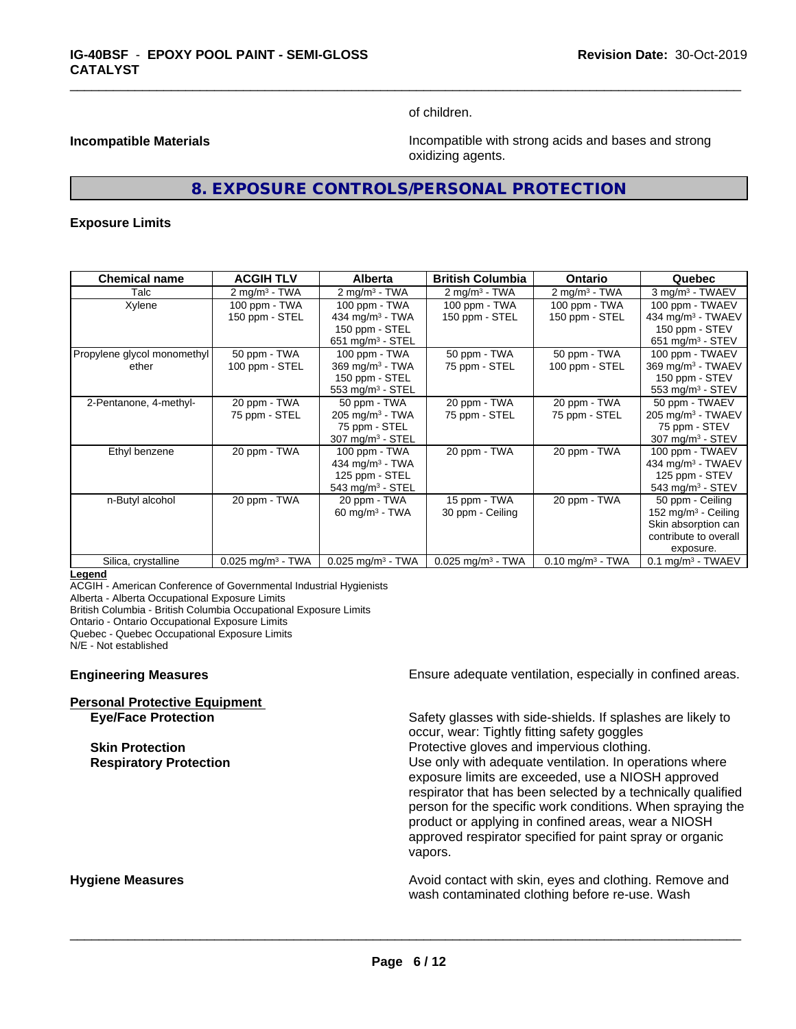of children.

**Incompatible Materials** Incompatible with strong acids and bases and strong oxidizing agents.

## 8. EXPOSURE CONTROLS/PERSONAL PROTECTION

**Exposure Limits**

| Chemical name | ACGIH TLV | Alberta | British Columbia | Ontario | Quebec |
|---|---|---|---|---|---|
| Talc | 2 mg/m³ - TWA | 2 mg/m³ - TWA | 2 mg/m³ - TWA | 2 mg/m³ - TWA | 3 mg/m³ - TWAEV |
| Xylene | 100 ppm - TWA<br>150 ppm - STEL | 100 ppm - TWA<br>434 mg/m³ - TWA<br>150 ppm - STEL<br>651 mg/m³ - STEL | 100 ppm - TWA<br>150 ppm - STEL | 100 ppm - TWA<br>150 ppm - STEL | 100 ppm - TWAEV<br>434 mg/m³ - TWAEV<br>150 ppm - STEV<br>651 mg/m³ - STEV |
| Propylene glycol monomethyl ether | 50 ppm - TWA<br>100 ppm - STEL | 100 ppm - TWA<br>369 mg/m³ - TWA<br>150 ppm - STEL<br>553 mg/m³ - STEL | 50 ppm - TWA<br>75 ppm - STEL | 50 ppm - TWA<br>100 ppm - STEL | 100 ppm - TWAEV<br>369 mg/m³ - TWAEV<br>150 ppm - STEV<br>553 mg/m³ - STEV |
| 2-Pentanone, 4-methyl- | 20 ppm - TWA<br>75 ppm - STEL | 50 ppm - TWA<br>205 mg/m³ - TWA<br>75 ppm - STEL<br>307 mg/m³ - STEL | 20 ppm - TWA<br>75 ppm - STEL | 20 ppm - TWA<br>75 ppm - STEL | 50 ppm - TWAEV<br>205 mg/m³ - TWAEV<br>75 ppm - STEV<br>307 mg/m³ - STEV |
| Ethyl benzene | 20 ppm - TWA | 100 ppm - TWA<br>434 mg/m³ - TWA<br>125 ppm - STEL<br>543 mg/m³ - STEL | 20 ppm - TWA | 20 ppm - TWA | 100 ppm - TWAEV<br>434 mg/m³ - TWAEV<br>125 ppm - STEV<br>543 mg/m³ - STEV |
| n-Butyl alcohol | 20 ppm - TWA | 20 ppm - TWA<br>60 mg/m³ - TWA | 15 ppm - TWA<br>30 ppm - Ceiling | 20 ppm - TWA | 50 ppm - Ceiling<br>152 mg/m³ - Ceiling<br>Skin absorption can contribute to overall exposure. |
| Silica, crystalline | 0.025 mg/m³ - TWA | 0.025 mg/m³ - TWA | 0.025 mg/m³ - TWA | 0.10 mg/m³ - TWA | 0.1 mg/m³ - TWAEV |

**Legend**
ACGIH - American Conference of Governmental Industrial Hygienists
Alberta - Alberta Occupational Exposure Limits
British Columbia - British Columbia Occupational Exposure Limits
Ontario - Ontario Occupational Exposure Limits
Quebec - Quebec Occupational Exposure Limits
N/E - Not established

**Engineering Measures** Ensure adequate ventilation, especially in confined areas.

**Personal Protective Equipment**

**Eye/Face Protection** Safety glasses with side-shields. If splashes are likely to occur, wear: Tightly fitting safety goggles

**Skin Protection** Protective gloves and impervious clothing.

**Respiratory Protection** Use only with adequate ventilation. In operations where exposure limits are exceeded, use a NIOSH approved respirator that has been selected by a technically qualified person for the specific work conditions. When spraying the product or applying in confined areas, wear a NIOSH approved respirator specified for paint spray or organic vapors.

**Hygiene Measures** Avoid contact with skin, eyes and clothing. Remove and wash contaminated clothing before re-use. Wash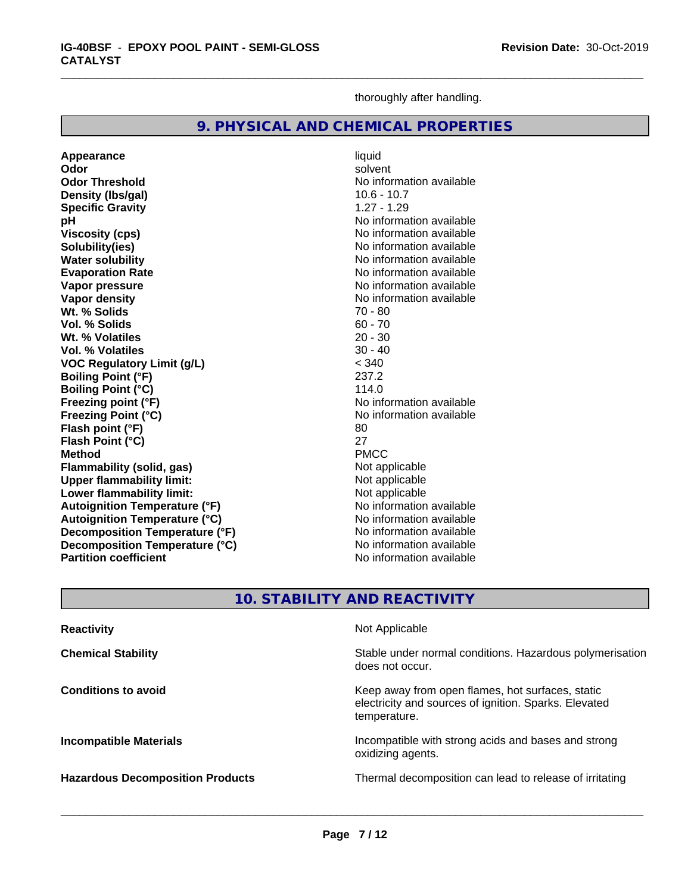thoroughly after handling.

## 9. PHYSICAL AND CHEMICAL PROPERTIES

| Property | Value |
|---|---|
| **Appearance** | liquid |
| **Odor** | solvent |
| **Odor Threshold** | No information available |
| **Density (lbs/gal)** | 10.6 - 10.7 |
| **Specific Gravity** | 1.27 - 1.29 |
| **pH** | No information available |
| **Viscosity (cps)** | No information available |
| **Solubility(ies)** | No information available |
| **Water solubility** | No information available |
| **Evaporation Rate** | No information available |
| **Vapor pressure** | No information available |
| **Vapor density** | No information available |
| **Wt. % Solids** | 70 - 80 |
| **Vol. % Solids** | 60 - 70 |
| **Wt. % Volatiles** | 20 - 30 |
| **Vol. % Volatiles** | 30 - 40 |
| **VOC Regulatory Limit (g/L)** | < 340 |
| **Boiling Point (°F)** | 237.2 |
| **Boiling Point (°C)** | 114.0 |
| **Freezing point (°F)** | No information available |
| **Freezing Point (°C)** | No information available |
| **Flash point (°F)** | 80 |
| **Flash Point (°C)** | 27 |
| **Method** | PMCC |
| **Flammability (solid, gas)** | Not applicable |
| **Upper flammability limit:** | Not applicable |
| **Lower flammability limit:** | Not applicable |
| **Autoignition Temperature (°F)** | No information available |
| **Autoignition Temperature (°C)** | No information available |
| **Decomposition Temperature (°F)** | No information available |
| **Decomposition Temperature (°C)** | No information available |
| **Partition coefficient** | No information available |

## 10. STABILITY AND REACTIVITY

| | |
|---|---|
| **Reactivity** | Not Applicable |
| **Chemical Stability** | Stable under normal conditions. Hazardous polymerisation does not occur. |
| **Conditions to avoid** | Keep away from open flames, hot surfaces, static electricity and sources of ignition. Sparks. Elevated temperature. |
| **Incompatible Materials** | Incompatible with strong acids and bases and strong oxidizing agents. |
| **Hazardous Decomposition Products** | Thermal decomposition can lead to release of irritating |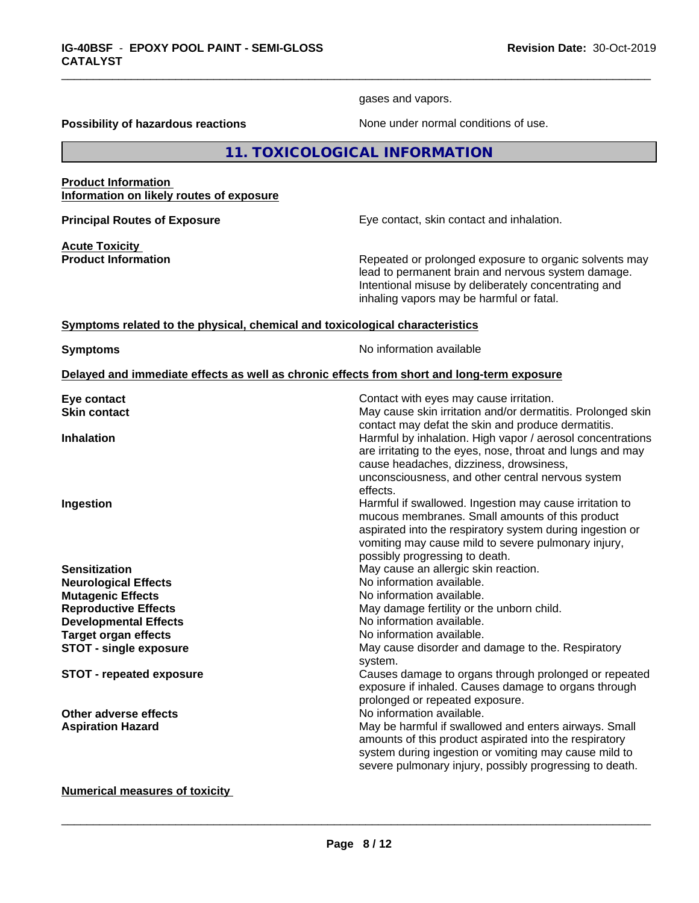gases and vapors.

**Possibility of hazardous reactions** None under normal conditions of use.

## 11. TOXICOLOGICAL INFORMATION

**Product Information**
**Information on likely routes of exposure**

**Principal Routes of Exposure** Eye contact, skin contact and inhalation.

**Acute Toxicity**
**Product Information** Repeated or prolonged exposure to organic solvents may lead to permanent brain and nervous system damage. Intentional misuse by deliberately concentrating and inhaling vapors may be harmful or fatal.

**Symptoms related to the physical, chemical and toxicological characteristics**

**Symptoms** No information available

**Delayed and immediate effects as well as chronic effects from short and long-term exposure**

| | |
|---|---|
| **Eye contact** | Contact with eyes may cause irritation. |
| **Skin contact** | May cause skin irritation and/or dermatitis. Prolonged skin contact may defat the skin and produce dermatitis. |
| **Inhalation** | Harmful by inhalation. High vapor / aerosol concentrations are irritating to the eyes, nose, throat and lungs and may cause headaches, dizziness, drowsiness, unconsciousness, and other central nervous system effects. |
| **Ingestion** | Harmful if swallowed. Ingestion may cause irritation to mucous membranes. Small amounts of this product aspirated into the respiratory system during ingestion or vomiting may cause mild to severe pulmonary injury, possibly progressing to death. |
| **Sensitization** | May cause an allergic skin reaction. |
| **Neurological Effects** | No information available. |
| **Mutagenic Effects** | No information available. |
| **Reproductive Effects** | May damage fertility or the unborn child. |
| **Developmental Effects** | No information available. |
| **Target organ effects** | No information available. |
| **STOT - single exposure** | May cause disorder and damage to the. Respiratory system. |
| **STOT - repeated exposure** | Causes damage to organs through prolonged or repeated exposure if inhaled. Causes damage to organs through prolonged or repeated exposure. |
| **Other adverse effects** | No information available. |
| **Aspiration Hazard** | May be harmful if swallowed and enters airways. Small amounts of this product aspirated into the respiratory system during ingestion or vomiting may cause mild to severe pulmonary injury, possibly progressing to death. |

**Numerical measures of toxicity**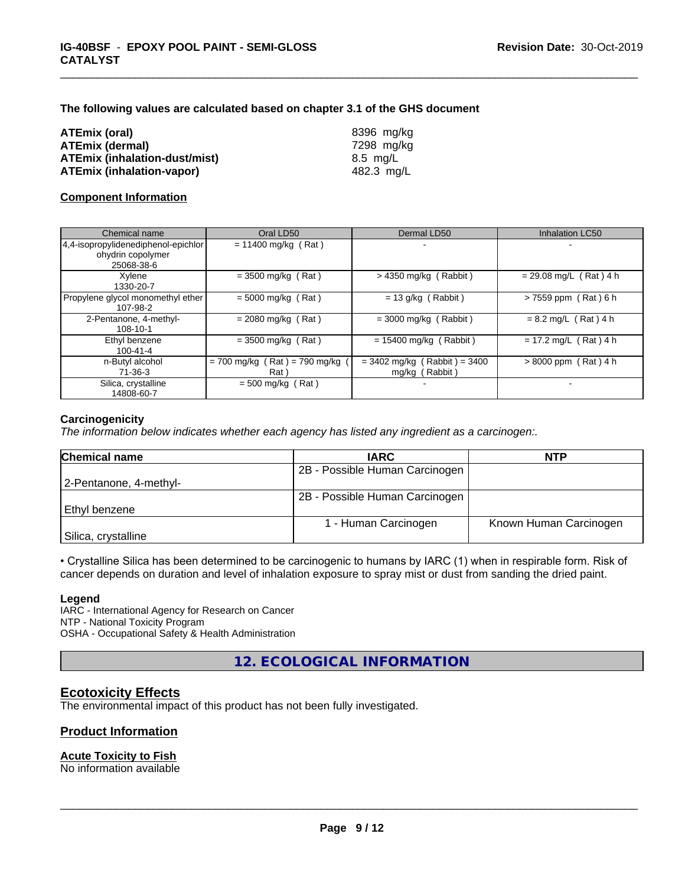**The following values are calculated based on chapter 3.1 of the GHS document**

| | |
|---|---|
| **ATEmix (oral)** | 8396 mg/kg |
| **ATEmix (dermal)** | 7298 mg/kg |
| **ATEmix (inhalation-dust/mist)** | 8.5 mg/L |
| **ATEmix (inhalation-vapor)** | 482.3 mg/L |

**Component Information**

| Chemical name | Oral LD50 | Dermal LD50 | Inhalation LC50 |
|---|---|---|---|
| 4,4-isopropylidenediphenol-epichlorohydrin copolymer 25068-38-6 | = 11400 mg/kg ( Rat ) | - | - |
| Xylene 1330-20-7 | = 3500 mg/kg ( Rat ) | > 4350 mg/kg ( Rabbit ) | = 29.08 mg/L ( Rat ) 4 h |
| Propylene glycol monomethyl ether 107-98-2 | = 5000 mg/kg ( Rat ) | = 13 g/kg ( Rabbit ) | > 7559 ppm ( Rat ) 6 h |
| 2-Pentanone, 4-methyl- 108-10-1 | = 2080 mg/kg ( Rat ) | = 3000 mg/kg ( Rabbit ) | = 8.2 mg/L ( Rat ) 4 h |
| Ethyl benzene 100-41-4 | = 3500 mg/kg ( Rat ) | = 15400 mg/kg ( Rabbit ) | = 17.2 mg/L ( Rat ) 4 h |
| n-Butyl alcohol 71-36-3 | = 700 mg/kg ( Rat ) = 790 mg/kg ( Rat ) | = 3402 mg/kg ( Rabbit ) = 3400 mg/kg ( Rabbit ) | > 8000 ppm ( Rat ) 4 h |
| Silica, crystalline 14808-60-7 | = 500 mg/kg ( Rat ) | - | - |

**Carcinogenicity**

*The information below indicates whether each agency has listed any ingredient as a carcinogen:.*

| Chemical name | IARC | NTP |
|---|---|---|
| 2-Pentanone, 4-methyl- | 2B - Possible Human Carcinogen | |
| Ethyl benzene | 2B - Possible Human Carcinogen | |
| Silica, crystalline | 1 - Human Carcinogen | Known Human Carcinogen |

• Crystalline Silica has been determined to be carcinogenic to humans by IARC (1) when in respirable form. Risk of cancer depends on duration and level of inhalation exposure to spray mist or dust from sanding the dried paint.

**Legend**

IARC - International Agency for Research on Cancer
NTP - National Toxicity Program
OSHA - Occupational Safety & Health Administration

## 12. ECOLOGICAL INFORMATION

### Ecotoxicity Effects

The environmental impact of this product has not been fully investigated.

### Product Information

**Acute Toxicity to Fish**

No information available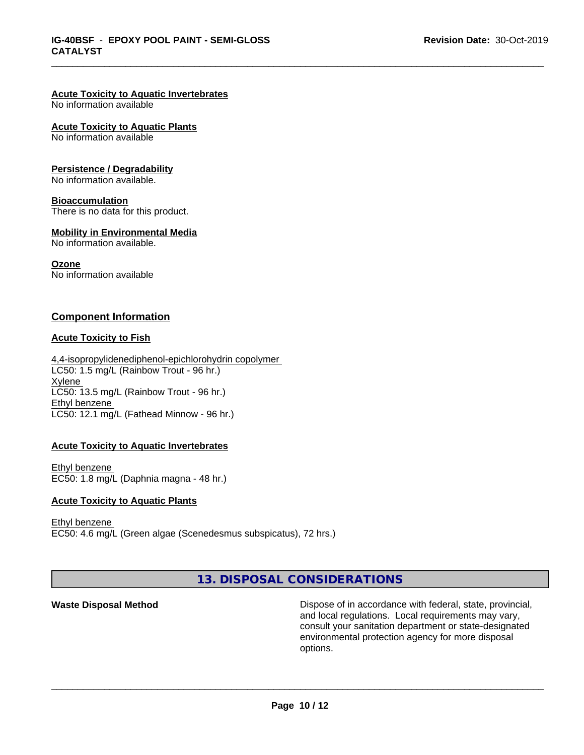**Acute Toxicity to Aquatic Invertebrates**
No information available

**Acute Toxicity to Aquatic Plants**
No information available

**Persistence / Degradability**
No information available.

**Bioaccumulation**
There is no data for this product.

**Mobility in Environmental Media**
No information available.

**Ozone**
No information available

## Component Information

**Acute Toxicity to Fish**

4,4-isopropylidenediphenol-epichlorohydrin copolymer
LC50: 1.5 mg/L (Rainbow Trout - 96 hr.)
Xylene
LC50: 13.5 mg/L (Rainbow Trout - 96 hr.)
Ethyl benzene
LC50: 12.1 mg/L (Fathead Minnow - 96 hr.)

**Acute Toxicity to Aquatic Invertebrates**

Ethyl benzene
EC50: 1.8 mg/L (Daphnia magna - 48 hr.)

**Acute Toxicity to Aquatic Plants**

Ethyl benzene
EC50: 4.6 mg/L (Green algae (Scenedesmus subspicatus), 72 hrs.)

## 13. DISPOSAL CONSIDERATIONS

**Waste Disposal Method**

Dispose of in accordance with federal, state, provincial, and local regulations. Local requirements may vary, consult your sanitation department or state-designated environmental protection agency for more disposal options.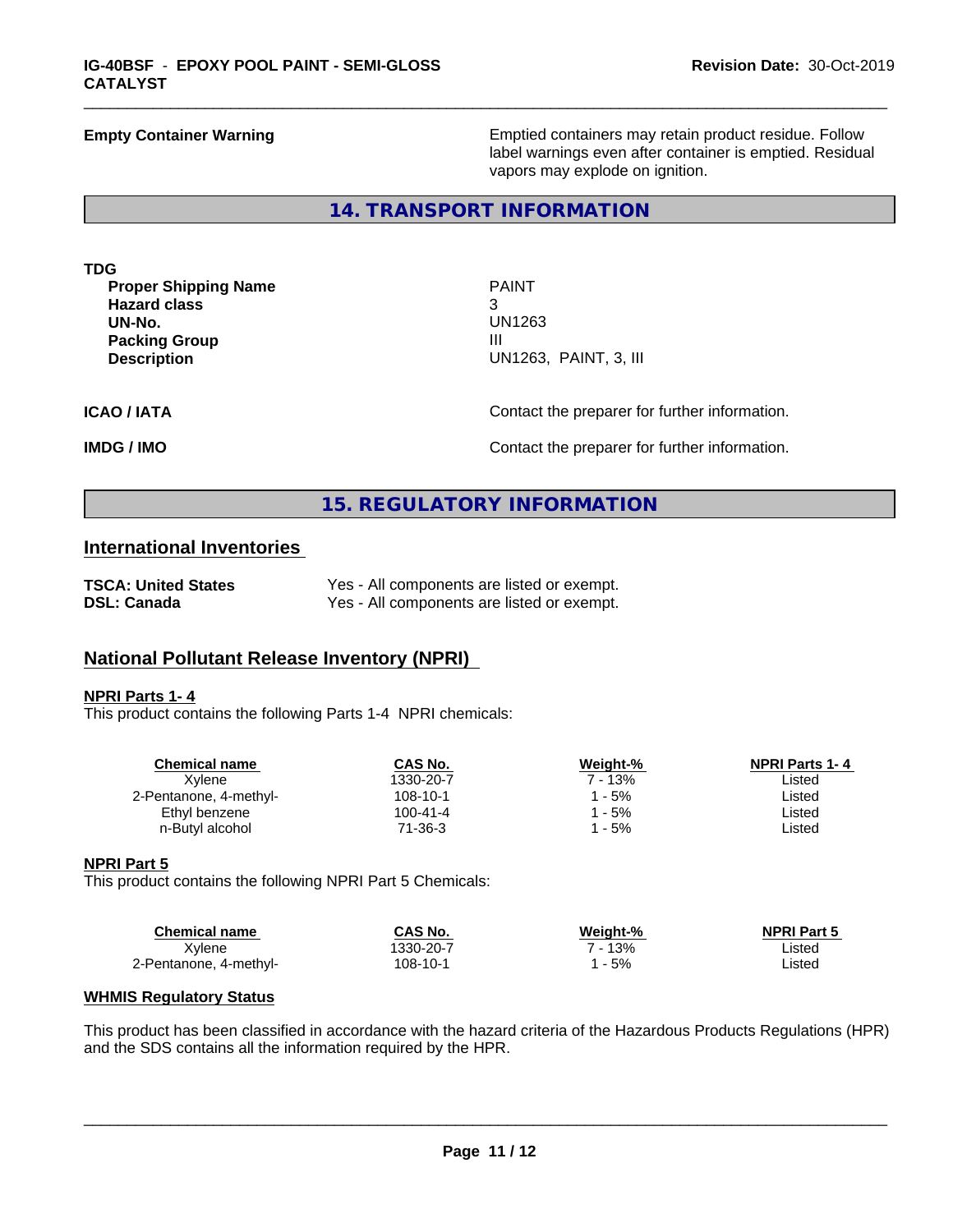**Empty Container Warning** Emptied containers may retain product residue. Follow label warnings even after container is emptied. Residual vapors may explode on ignition.

## 14. TRANSPORT INFORMATION

**TDG**

| | |
|---|---|
| **Proper Shipping Name** | PAINT |
| **Hazard class** | 3 |
| **UN-No.** | UN1263 |
| **Packing Group** | III |
| **Description** | UN1263, PAINT, 3, III |

**ICAO / IATA** Contact the preparer for further information.

**IMDG / IMO** Contact the preparer for further information.

## 15. REGULATORY INFORMATION

### International Inventories

| | |
|---|---|
| **TSCA: United States** | Yes - All components are listed or exempt. |
| **DSL: Canada** | Yes - All components are listed or exempt. |

### National Pollutant Release Inventory (NPRI)

**NPRI Parts 1- 4**

This product contains the following Parts 1-4 NPRI chemicals:

| Chemical name | CAS No. | Weight-% | NPRI Parts 1- 4 |
|---|---|---|---|
| Xylene | 1330-20-7 | 7 - 13% | Listed |
| 2-Pentanone, 4-methyl- | 108-10-1 | 1 - 5% | Listed |
| Ethyl benzene | 100-41-4 | 1 - 5% | Listed |
| n-Butyl alcohol | 71-36-3 | 1 - 5% | Listed |

**NPRI Part 5**

This product contains the following NPRI Part 5 Chemicals:

| Chemical name | CAS No. | Weight-% | NPRI Part 5 |
|---|---|---|---|
| Xylene | 1330-20-7 | 7 - 13% | Listed |
| 2-Pentanone, 4-methyl- | 108-10-1 | 1 - 5% | Listed |

**WHMIS Regulatory Status**

This product has been classified in accordance with the hazard criteria of the Hazardous Products Regulations (HPR) and the SDS contains all the information required by the HPR.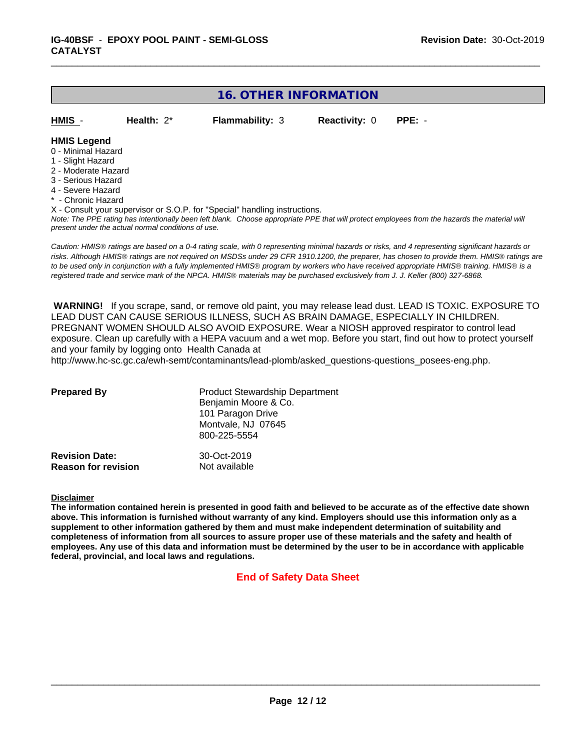## 16. OTHER INFORMATION

| **HMIS** - | **Health:** 2* | **Flammability:** 3 | **Reactivity:** 0 | **PPE:** - |
|---|---|---|---|---|

**HMIS Legend**

0 - Minimal Hazard
1 - Slight Hazard
2 - Moderate Hazard
3 - Serious Hazard
4 - Severe Hazard
* - Chronic Hazard
X - Consult your supervisor or S.O.P. for "Special" handling instructions.

*Note: The PPE rating has intentionally been left blank. Choose appropriate PPE that will protect employees from the hazards the material will present under the actual normal conditions of use.*

*Caution: HMIS® ratings are based on a 0-4 rating scale, with 0 representing minimal hazards or risks, and 4 representing significant hazards or risks. Although HMIS® ratings are not required on MSDSs under 29 CFR 1910.1200, the preparer, has chosen to provide them. HMIS® ratings are to be used only in conjunction with a fully implemented HMIS® program by workers who have received appropriate HMIS® training. HMIS® is a registered trade and service mark of the NPCA. HMIS® materials may be purchased exclusively from J. J. Keller (800) 327-6868.*

**WARNING!** If you scrape, sand, or remove old paint, you may release lead dust. LEAD IS TOXIC. EXPOSURE TO LEAD DUST CAN CAUSE SERIOUS ILLNESS, SUCH AS BRAIN DAMAGE, ESPECIALLY IN CHILDREN. PREGNANT WOMEN SHOULD ALSO AVOID EXPOSURE. Wear a NIOSH approved respirator to control lead exposure. Clean up carefully with a HEPA vacuum and a wet mop. Before you start, find out how to protect yourself and your family by logging onto Health Canada at http://www.hc-sc.gc.ca/ewh-semt/contaminants/lead-plomb/asked_questions-questions_posees-eng.php.

| | |
|---|---|
| **Prepared By** | Product Stewardship Department<br>Benjamin Moore & Co.<br>101 Paragon Drive<br>Montvale, NJ 07645<br>800-225-5554 |
| **Revision Date:** | 30-Oct-2019 |
| **Reason for revision** | Not available |

**Disclaimer**

**The information contained herein is presented in good faith and believed to be accurate as of the effective date shown above. This information is furnished without warranty of any kind. Employers should use this information only as a supplement to other information gathered by them and must make independent determination of suitability and completeness of information from all sources to assure proper use of these materials and the safety and health of employees. Any use of this data and information must be determined by the user to be in accordance with applicable federal, provincial, and local laws and regulations.**

**End of Safety Data Sheet**